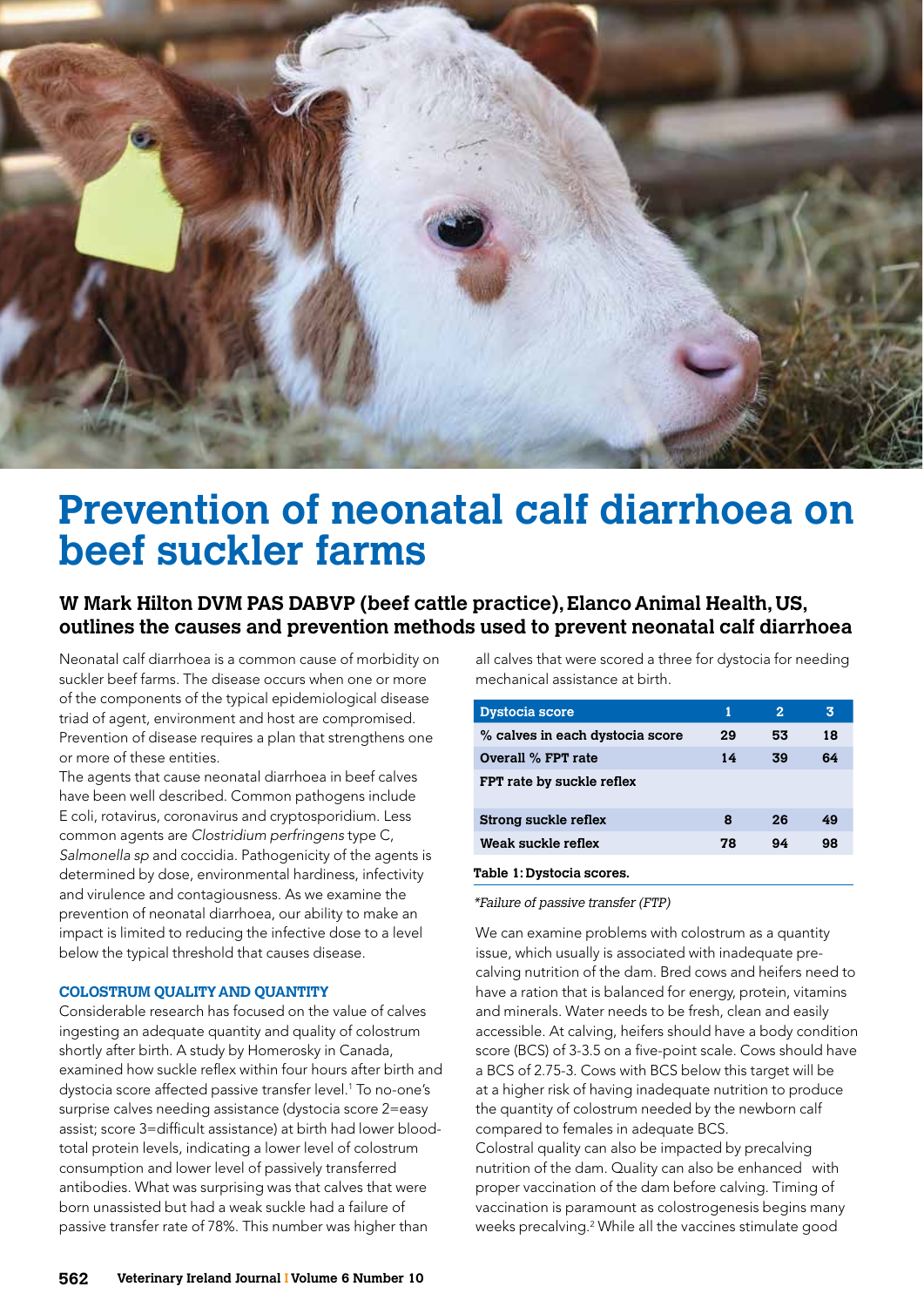# Prevention of neonatal calf diarrhoea on beef suckler farms

## W Mark Hilton DVM PAS DABVP (beef cattle practice), Elanco Animal Health, US, outlines the causes and prevention methods used to prevent neonatal calf diarrhoea

Neonatal calf diarrhoea is a common cause of morbidity on suckler beef farms. The disease occurs when one or more of the components of the typical epidemiological disease triad of agent, environment and host are compromised. Prevention of disease requires a plan that strengthens one or more of these entities.

The agents that cause neonatal diarrhoea in beef calves have been well described. Common pathogens include E coli, rotavirus, coronavirus and cryptosporidium. Less common agents are *Clostridium perfringens* type C, *Salmonella sp* and coccidia. Pathogenicity of the agents is determined by dose, environmental hardiness, infectivity and virulence and contagiousness. As we examine the prevention of neonatal diarrhoea, our ability to make an impact is limited to reducing the infective dose to a level below the typical threshold that causes disease.

### COLOSTRUM QUALITY AND QUANTITY

Considerable research has focused on the value of calves ingesting an adequate quantity and quality of colostrum shortly after birth. A study by Homerosky in Canada, examined how suckle reflex within four hours after birth and dystocia score affected passive transfer level.[1] To no-one's surprise calves needing assistance (dystocia score 2=easy assist; score 3=difficult assistance) at birth had lower blood-total protein levels, indicating a lower level of colostrum consumption and lower level of passively transferred antibodies. What was surprising was that calves that were born unassisted but had a weak suckle had a failure of passive transfer rate of 78%. This number was higher than all calves that were scored a three for dystocia for needing mechanical assistance at birth.

| Dystocia score | 1 | 2 | 3 |
|---|---|---|---|
| % calves in each dystocia score | 29 | 53 | 18 |
| Overall % FPT rate | 14 | 39 | 64 |
| FPT rate by suckle reflex | | | |
| Strong suckle reflex | 8 | 26 | 49 |
| Weak suckle reflex | 78 | 94 | 98 |

**Table 1: Dystocia scores.**

*\*Failure of passive transfer (FTP)*

We can examine problems with colostrum as a quantity issue, which usually is associated with inadequate pre-calving nutrition of the dam. Bred cows and heifers need to have a ration that is balanced for energy, protein, vitamins and minerals. Water needs to be fresh, clean and easily accessible. At calving, heifers should have a body condition score (BCS) of 3-3.5 on a five-point scale. Cows should have a BCS of 2.75-3. Cows with BCS below this target will be at a higher risk of having inadequate nutrition to produce the quantity of colostrum needed by the newborn calf compared to females in adequate BCS.

Colostral quality can also be impacted by precalving nutrition of the dam. Quality can also be enhanced with proper vaccination of the dam before calving. Timing of vaccination is paramount as colostrogenesis begins many weeks precalving.[2] While all the vaccines stimulate good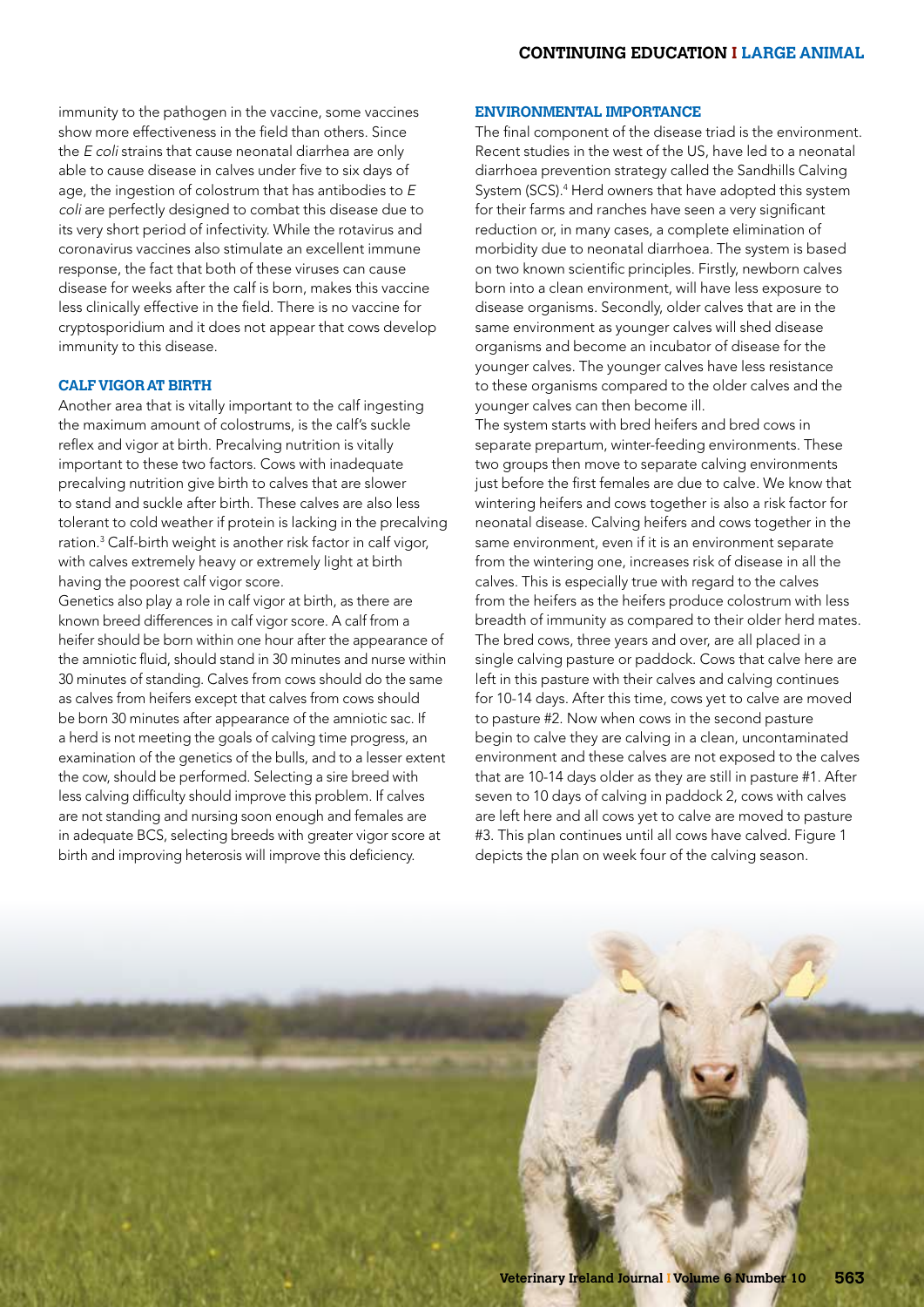immunity to the pathogen in the vaccine, some vaccines show more effectiveness in the field than others. Since the *E coli* strains that cause neonatal diarrhea are only able to cause disease in calves under five to six days of age, the ingestion of colostrum that has antibodies to *E coli* are perfectly designed to combat this disease due to its very short period of infectivity. While the rotavirus and coronavirus vaccines also stimulate an excellent immune response, the fact that both of these viruses can cause disease for weeks after the calf is born, makes this vaccine less clinically effective in the field. There is no vaccine for cryptosporidium and it does not appear that cows develop immunity to this disease.

## CALF VIGOR AT BIRTH

Another area that is vitally important to the calf ingesting the maximum amount of colostrums, is the calf's suckle reflex and vigor at birth. Precalving nutrition is vitally important to these two factors. Cows with inadequate precalving nutrition give birth to calves that are slower to stand and suckle after birth. These calves are also less tolerant to cold weather if protein is lacking in the precalving ration.[3] Calf-birth weight is another risk factor in calf vigor, with calves extremely heavy or extremely light at birth having the poorest calf vigor score.

Genetics also play a role in calf vigor at birth, as there are known breed differences in calf vigor score. A calf from a heifer should be born within one hour after the appearance of the amniotic fluid, should stand in 30 minutes and nurse within 30 minutes of standing. Calves from cows should do the same as calves from heifers except that calves from cows should be born 30 minutes after appearance of the amniotic sac. If a herd is not meeting the goals of calving time progress, an examination of the genetics of the bulls, and to a lesser extent the cow, should be performed. Selecting a sire breed with less calving difficulty should improve this problem. If calves are not standing and nursing soon enough and females are in adequate BCS, selecting breeds with greater vigor score at birth and improving heterosis will improve this deficiency.

## ENVIRONMENTAL IMPORTANCE

The final component of the disease triad is the environment. Recent studies in the west of the US, have led to a neonatal diarrhoea prevention strategy called the Sandhills Calving System (SCS).[4] Herd owners that have adopted this system for their farms and ranches have seen a very significant reduction or, in many cases, a complete elimination of morbidity due to neonatal diarrhoea. The system is based on two known scientific principles. Firstly, newborn calves born into a clean environment, will have less exposure to disease organisms. Secondly, older calves that are in the same environment as younger calves will shed disease organisms and become an incubator of disease for the younger calves. The younger calves have less resistance to these organisms compared to the older calves and the younger calves can then become ill.

The system starts with bred heifers and bred cows in separate prepartum, winter-feeding environments. These two groups then move to separate calving environments just before the first females are due to calve. We know that wintering heifers and cows together is also a risk factor for neonatal disease. Calving heifers and cows together in the same environment, even if it is an environment separate from the wintering one, increases risk of disease in all the calves. This is especially true with regard to the calves from the heifers as the heifers produce colostrum with less breadth of immunity as compared to their older herd mates. The bred cows, three years and over, are all placed in a single calving pasture or paddock. Cows that calve here are left in this pasture with their calves and calving continues for 10-14 days. After this time, cows yet to calve are moved to pasture #2. Now when cows in the second pasture begin to calve they are calving in a clean, uncontaminated environment and these calves are not exposed to the calves that are 10-14 days older as they are still in pasture #1. After seven to 10 days of calving in paddock 2, cows with calves are left here and all cows yet to calve are moved to pasture #3. This plan continues until all cows have calved. Figure 1 depicts the plan on week four of the calving season.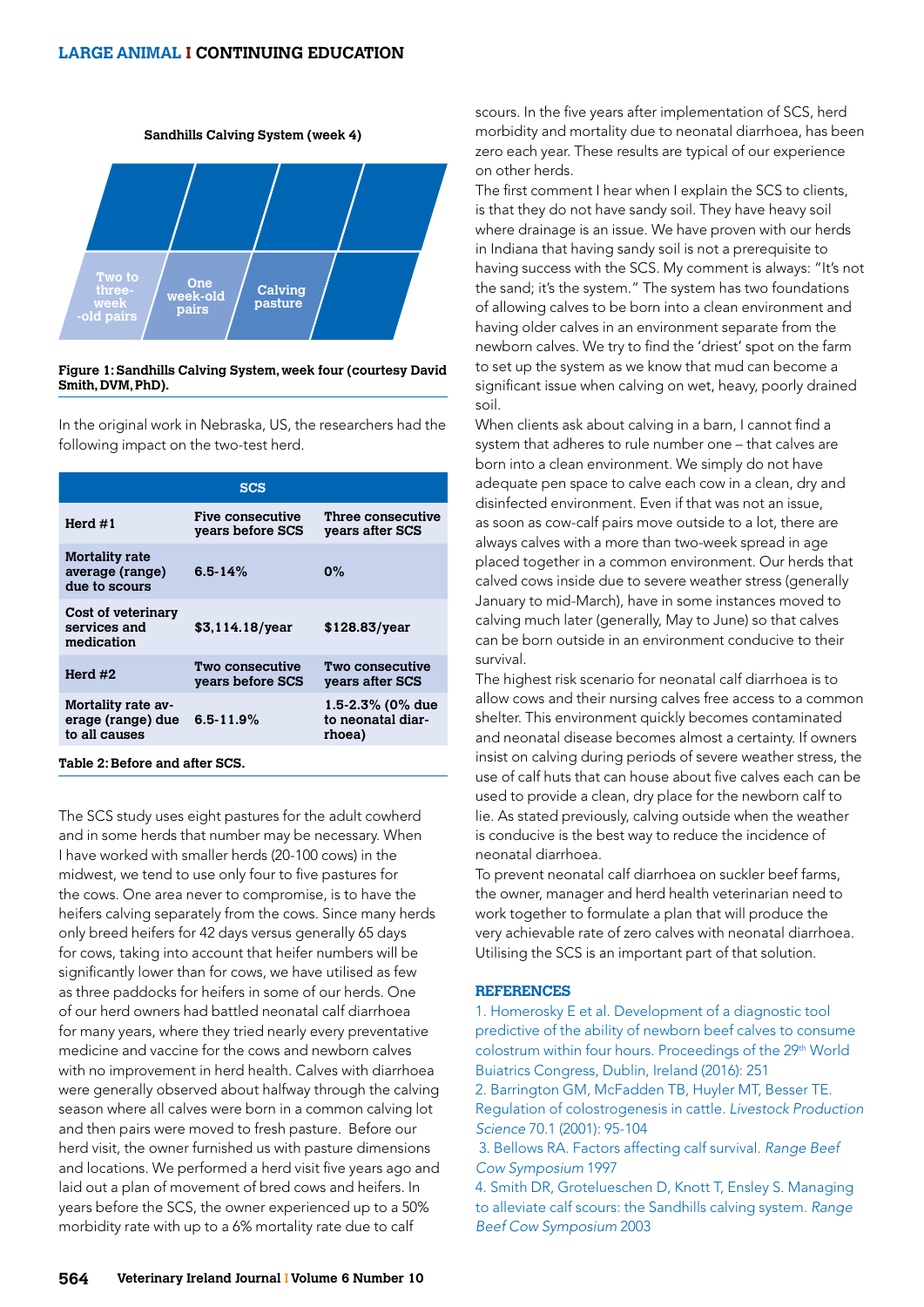Sandhills Calving System (week 4)

Two to three-week -old pairs

One week-old pairs

Calving pasture

**Figure 1: Sandhills Calving System, week four (courtesy David Smith, DVM, PhD).**

In the original work in Nebraska, US, the researchers had the following impact on the two-test herd.

| SCS | | |
|---|---|---|
| **Herd #1** | **Five consecutive years before SCS** | **Three consecutive years after SCS** |
| **Mortality rate average (range) due to scours** | **6.5-14%** | **0%** |
| **Cost of veterinary services and medication** | **$3,114.18/year** | **$128.83/year** |
| **Herd #2** | **Two consecutive years before SCS** | **Two consecutive years after SCS** |
| **Mortality rate average (range) due to all causes** | **6.5-11.9%** | **1.5-2.3% (0% due to neonatal diarrhoea)** |

**Table 2: Before and after SCS.**

The SCS study uses eight pastures for the adult cowherd and in some herds that number may be necessary. When I have worked with smaller herds (20-100 cows) in the midwest, we tend to use only four to five pastures for the cows. One area never to compromise, is to have the heifers calving separately from the cows. Since many herds only breed heifers for 42 days versus generally 65 days for cows, taking into account that heifer numbers will be significantly lower than for cows, we have utilised as few as three paddocks for heifers in some of our herds. One of our herd owners had battled neonatal calf diarrhoea for many years, where they tried nearly every preventative medicine and vaccine for the cows and newborn calves with no improvement in herd health. Calves with diarrhoea were generally observed about halfway through the calving season where all calves were born in a common calving lot and then pairs were moved to fresh pasture. Before our herd visit, the owner furnished us with pasture dimensions and locations. We performed a herd visit five years ago and laid out a plan of movement of bred cows and heifers. In years before the SCS, the owner experienced up to a 50% morbidity rate with up to a 6% mortality rate due to calf scours. In the five years after implementation of SCS, herd morbidity and mortality due to neonatal diarrhoea, has been zero each year. These results are typical of our experience on other herds.

The first comment I hear when I explain the SCS to clients, is that they do not have sandy soil. They have heavy soil where drainage is an issue. We have proven with our herds in Indiana that having sandy soil is not a prerequisite to having success with the SCS. My comment is always: "It's not the sand; it's the system." The system has two foundations of allowing calves to be born into a clean environment and having older calves in an environment separate from the newborn calves. We try to find the 'driest' spot on the farm to set up the system as we know that mud can become a significant issue when calving on wet, heavy, poorly drained soil.

When clients ask about calving in a barn, I cannot find a system that adheres to rule number one – that calves are born into a clean environment. We simply do not have adequate pen space to calve each cow in a clean, dry and disinfected environment. Even if that was not an issue, as soon as cow-calf pairs move outside to a lot, there are always calves with a more than two-week spread in age placed together in a common environment. Our herds that calved cows inside due to severe weather stress (generally January to mid-March), have in some instances moved to calving much later (generally, May to June) so that calves can be born outside in an environment conducive to their survival.

The highest risk scenario for neonatal calf diarrhoea is to allow cows and their nursing calves free access to a common shelter. This environment quickly becomes contaminated and neonatal disease becomes almost a certainty. If owners insist on calving during periods of severe weather stress, the use of calf huts that can house about five calves each can be used to provide a clean, dry place for the newborn calf to lie. As stated previously, calving outside when the weather is conducive is the best way to reduce the incidence of neonatal diarrhoea.

To prevent neonatal calf diarrhoea on suckler beef farms, the owner, manager and herd health veterinarian need to work together to formulate a plan that will produce the very achievable rate of zero calves with neonatal diarrhoea. Utilising the SCS is an important part of that solution.

## REFERENCES

1. Homerosky E et al. Development of a diagnostic tool predictive of the ability of newborn beef calves to consume colostrum within four hours. Proceedings of the 29th World Buiatrics Congress, Dublin, Ireland (2016): 251
2. Barrington GM, McFadden TB, Huyler MT, Besser TE. Regulation of colostrogenesis in cattle. *Livestock Production Science* 70.1 (2001): 95-104
3. Bellows RA. Factors affecting calf survival. *Range Beef Cow Symposium* 1997
4. Smith DR, Grotelueschen D, Knott T, Ensley S. Managing to alleviate calf scours: the Sandhills calving system. *Range Beef Cow Symposium* 2003